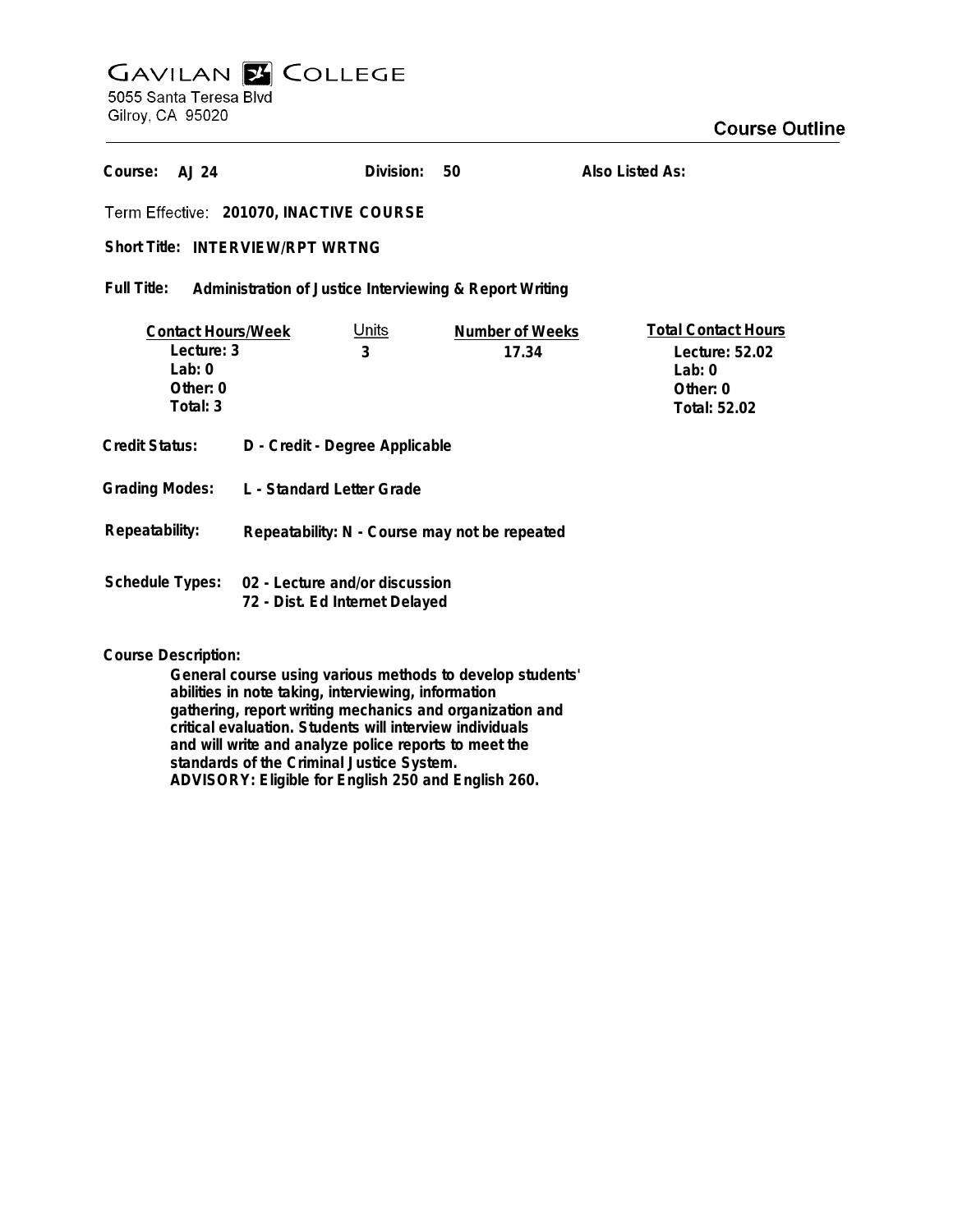# GAVILAN COLLEGE

5055 Santa Teresa Blvd
Gilroy, CA 95020

## Course Outline

**Course:** AJ 24 **Division:** 50 **Also Listed As:**

**Term Effective:** 201070, INACTIVE COURSE

**Short Title:** INTERVIEW/RPT WRTNG

**Full Title:** Administration of Justice Interviewing & Report Writing

| Contact Hours/Week | Units | Number of Weeks | Total Contact Hours |
|---|---|---|---|
| Lecture: 3 | 3 | 17.34 | Lecture: 52.02 |
| Lab: 0 | | | Lab: 0 |
| Other: 0 | | | Other: 0 |
| Total: 3 | | | Total: 52.02 |

**Credit Status:** D - Credit - Degree Applicable

**Grading Modes:** L - Standard Letter Grade

**Repeatability:** Repeatability: N - Course may not be repeated

**Schedule Types:** 02 - Lecture and/or discussion
72 - Dist. Ed Internet Delayed

**Course Description:**

General course using various methods to develop students' abilities in note taking, interviewing, information gathering, report writing mechanics and organization and critical evaluation. Students will interview individuals and will write and analyze police reports to meet the standards of the Criminal Justice System.
ADVISORY: Eligible for English 250 and English 260.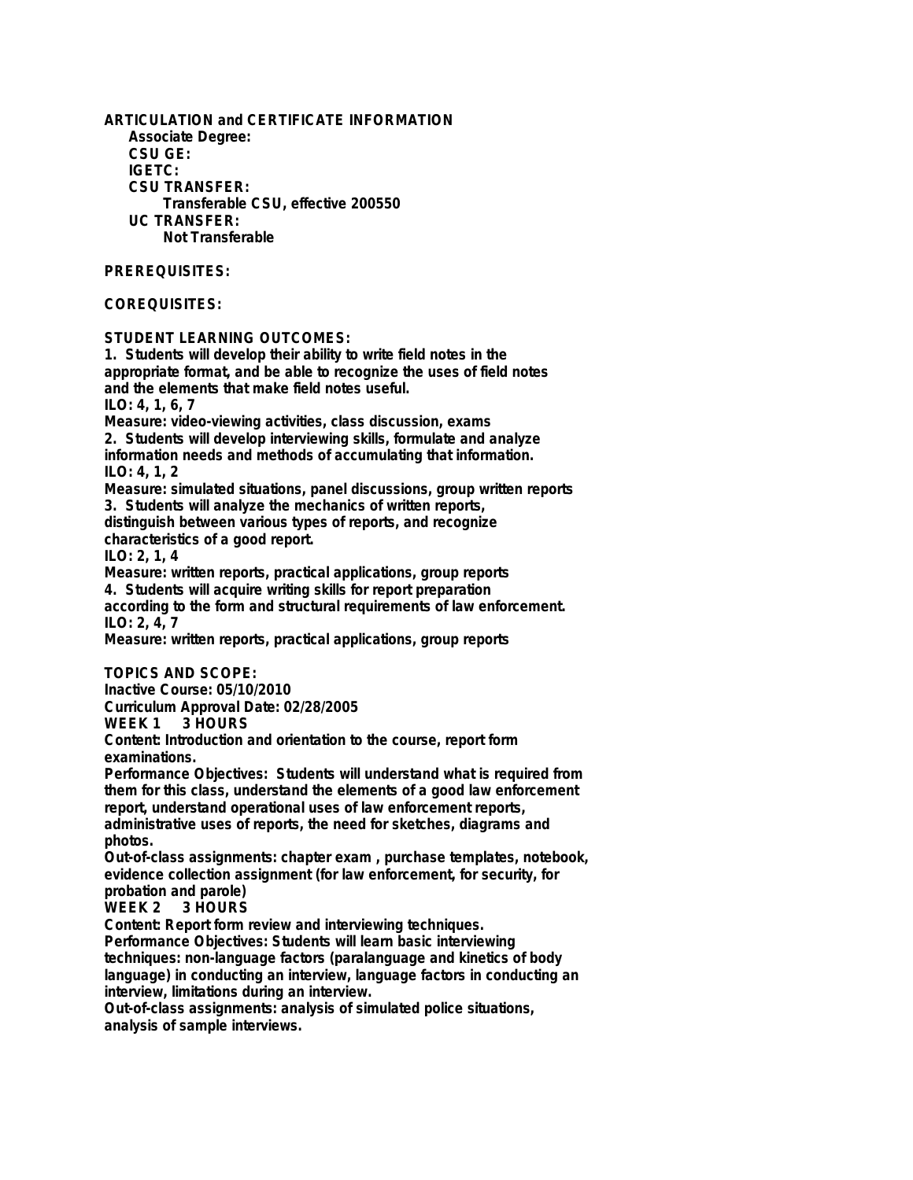**ARTICULATION and CERTIFICATE INFORMATION**

**Associate Degree:**

**CSU GE:**

**IGETC:**

**CSU TRANSFER:**

Transferable CSU, effective 200550

**UC TRANSFER:**

Not Transferable

**PREREQUISITES:**

**COREQUISITES:**

**STUDENT LEARNING OUTCOMES:**

1. Students will develop their ability to write field notes in the appropriate format, and be able to recognize the uses of field notes and the elements that make field notes useful.
ILO: 4, 1, 6, 7
Measure: video-viewing activities, class discussion, exams
2. Students will develop interviewing skills, formulate and analyze information needs and methods of accumulating that information.
ILO: 4, 1, 2
Measure: simulated situations, panel discussions, group written reports
3. Students will analyze the mechanics of written reports, distinguish between various types of reports, and recognize characteristics of a good report.
ILO: 2, 1, 4
Measure: written reports, practical applications, group reports
4. Students will acquire writing skills for report preparation according to the form and structural requirements of law enforcement.
ILO: 2, 4, 7
Measure: written reports, practical applications, group reports

**TOPICS AND SCOPE:**

Inactive Course: 05/10/2010

Curriculum Approval Date: 02/28/2005

**WEEK 1 3 HOURS**

Content: Introduction and orientation to the course, report form examinations.

Performance Objectives: Students will understand what is required from them for this class, understand the elements of a good law enforcement report, understand operational uses of law enforcement reports, administrative uses of reports, the need for sketches, diagrams and photos.

Out-of-class assignments: chapter exam , purchase templates, notebook, evidence collection assignment (for law enforcement, for security, for probation and parole)

**WEEK 2 3 HOURS**

Content: Report form review and interviewing techniques.

Performance Objectives: Students will learn basic interviewing techniques: non-language factors (paralanguage and kinetics of body language) in conducting an interview, language factors in conducting an interview, limitations during an interview.

Out-of-class assignments: analysis of simulated police situations, analysis of sample interviews.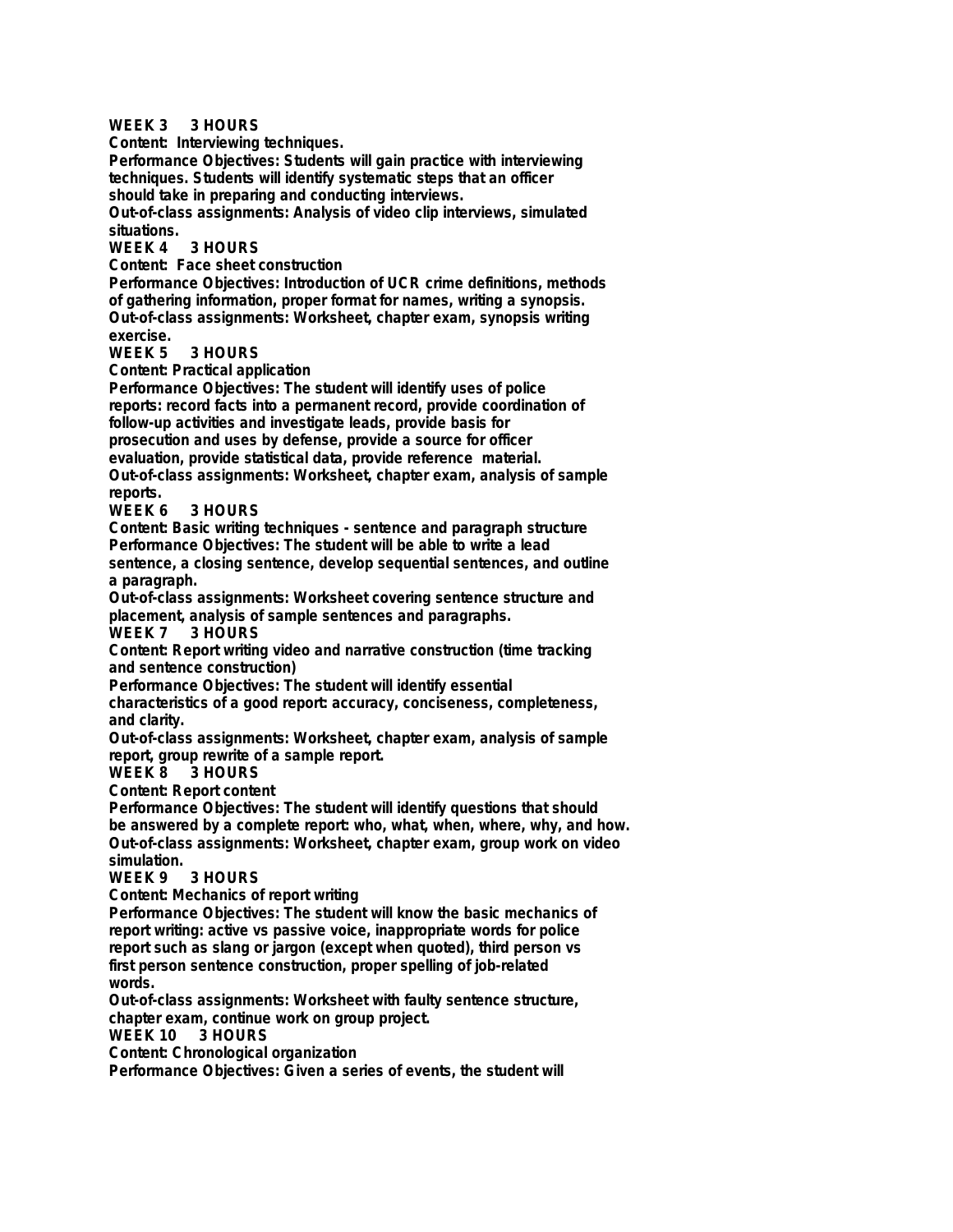**WEEK 3 3 HOURS**

**Content: Interviewing techniques.**

**Performance Objectives: Students will gain practice with interviewing techniques. Students will identify systematic steps that an officer should take in preparing and conducting interviews.**

**Out-of-class assignments: Analysis of video clip interviews, simulated situations.**

**WEEK 4 3 HOURS**

**Content: Face sheet construction**

**Performance Objectives: Introduction of UCR crime definitions, methods of gathering information, proper format for names, writing a synopsis.**

**Out-of-class assignments: Worksheet, chapter exam, synopsis writing exercise.**

**WEEK 5 3 HOURS**

**Content: Practical application**

**Performance Objectives: The student will identify uses of police reports: record facts into a permanent record, provide coordination of follow-up activities and investigate leads, provide basis for prosecution and uses by defense, provide a source for officer evaluation, provide statistical data, provide reference material.**

**Out-of-class assignments: Worksheet, chapter exam, analysis of sample reports.**

**WEEK 6 3 HOURS**

**Content: Basic writing techniques - sentence and paragraph structure**

**Performance Objectives: The student will be able to write a lead sentence, a closing sentence, develop sequential sentences, and outline a paragraph.**

**Out-of-class assignments: Worksheet covering sentence structure and placement, analysis of sample sentences and paragraphs.**

**WEEK 7 3 HOURS**

**Content: Report writing video and narrative construction (time tracking and sentence construction)**

**Performance Objectives: The student will identify essential characteristics of a good report: accuracy, conciseness, completeness, and clarity.**

**Out-of-class assignments: Worksheet, chapter exam, analysis of sample report, group rewrite of a sample report.**

**WEEK 8 3 HOURS**

**Content: Report content**

**Performance Objectives: The student will identify questions that should be answered by a complete report: who, what, when, where, why, and how.**

**Out-of-class assignments: Worksheet, chapter exam, group work on video simulation.**

**WEEK 9 3 HOURS**

**Content: Mechanics of report writing**

**Performance Objectives: The student will know the basic mechanics of report writing: active vs passive voice, inappropriate words for police report such as slang or jargon (except when quoted), third person vs first person sentence construction, proper spelling of job-related words.**

**Out-of-class assignments: Worksheet with faulty sentence structure, chapter exam, continue work on group project.**

**WEEK 10 3 HOURS**

**Content: Chronological organization**

**Performance Objectives: Given a series of events, the student will**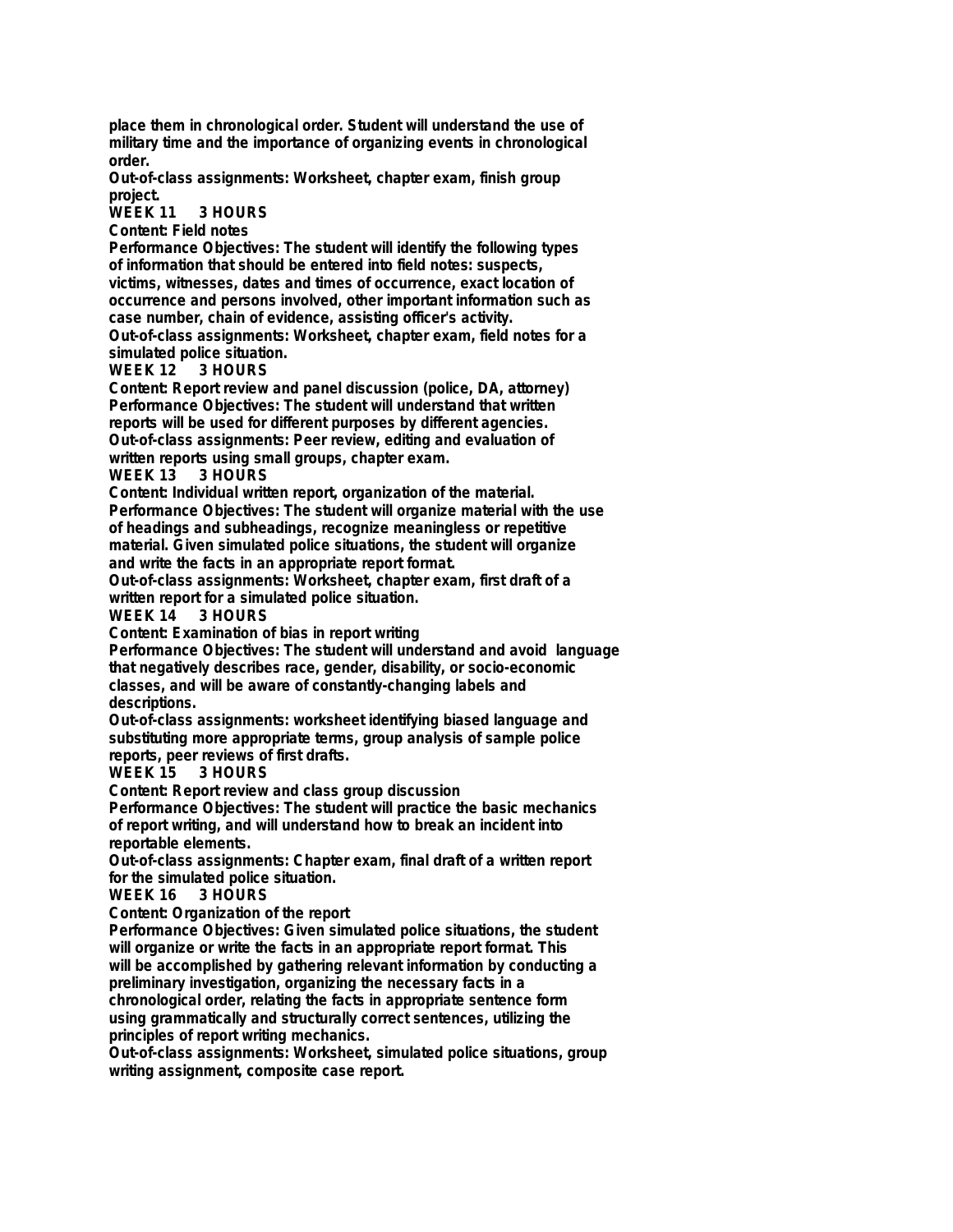place them in chronological order. Student will understand the use of military time and the importance of organizing events in chronological order.

Out-of-class assignments: Worksheet, chapter exam, finish group project.

**WEEK 11 3 HOURS**

Content: Field notes

Performance Objectives: The student will identify the following types of information that should be entered into field notes: suspects, victims, witnesses, dates and times of occurrence, exact location of occurrence and persons involved, other important information such as case number, chain of evidence, assisting officer's activity.

Out-of-class assignments: Worksheet, chapter exam, field notes for a simulated police situation.

**WEEK 12 3 HOURS**

Content: Report review and panel discussion (police, DA, attorney)

Performance Objectives: The student will understand that written reports will be used for different purposes by different agencies.

Out-of-class assignments: Peer review, editing and evaluation of written reports using small groups, chapter exam.

**WEEK 13 3 HOURS**

Content: Individual written report, organization of the material.

Performance Objectives: The student will organize material with the use of headings and subheadings, recognize meaningless or repetitive material. Given simulated police situations, the student will organize and write the facts in an appropriate report format.

Out-of-class assignments: Worksheet, chapter exam, first draft of a written report for a simulated police situation.

**WEEK 14 3 HOURS**

Content: Examination of bias in report writing

Performance Objectives: The student will understand and avoid language that negatively describes race, gender, disability, or socio-economic classes, and will be aware of constantly-changing labels and descriptions.

Out-of-class assignments: worksheet identifying biased language and substituting more appropriate terms, group analysis of sample police reports, peer reviews of first drafts.

**WEEK 15 3 HOURS**

Content: Report review and class group discussion

Performance Objectives: The student will practice the basic mechanics of report writing, and will understand how to break an incident into reportable elements.

Out-of-class assignments: Chapter exam, final draft of a written report for the simulated police situation.

**WEEK 16 3 HOURS**

Content: Organization of the report

Performance Objectives: Given simulated police situations, the student will organize or write the facts in an appropriate report format. This will be accomplished by gathering relevant information by conducting a preliminary investigation, organizing the necessary facts in a chronological order, relating the facts in appropriate sentence form using grammatically and structurally correct sentences, utilizing the principles of report writing mechanics.

Out-of-class assignments: Worksheet, simulated police situations, group writing assignment, composite case report.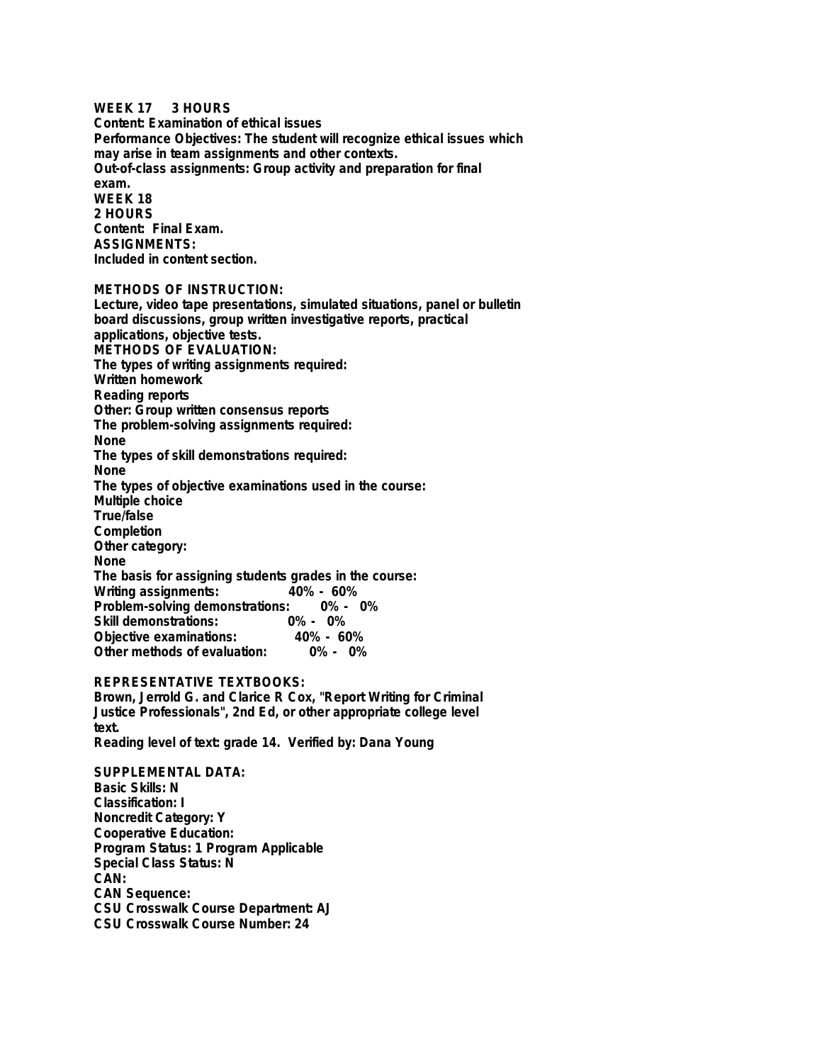**WEEK 17 3 HOURS**
**Content: Examination of ethical issues**
**Performance Objectives: The student will recognize ethical issues which may arise in team assignments and other contexts.**
**Out-of-class assignments: Group activity and preparation for final exam.**
**WEEK 18**
**2 HOURS**
**Content: Final Exam.**
**ASSIGNMENTS:**
**Included in content section.**

**METHODS OF INSTRUCTION:**
**Lecture, video tape presentations, simulated situations, panel or bulletin board discussions, group written investigative reports, practical applications, objective tests.**
**METHODS OF EVALUATION:**
**The types of writing assignments required:**
**Written homework**
**Reading reports**
**Other: Group written consensus reports**
**The problem-solving assignments required:**
**None**
**The types of skill demonstrations required:**
**None**
**The types of objective examinations used in the course:**
**Multiple choice**
**True/false**
**Completion**
**Other category:**
**None**
**The basis for assigning students grades in the course:**

| | |
|---|---|
| **Writing assignments:** | **40% - 60%** |
| **Problem-solving demonstrations:** | **0% - 0%** |
| **Skill demonstrations:** | **0% - 0%** |
| **Objective examinations:** | **40% - 60%** |
| **Other methods of evaluation:** | **0% - 0%** |

**REPRESENTATIVE TEXTBOOKS:**
**Brown, Jerrold G. and Clarice R Cox, "Report Writing for Criminal Justice Professionals", 2nd Ed, or other appropriate college level text.**
**Reading level of text: grade 14. Verified by: Dana Young**

**SUPPLEMENTAL DATA:**
**Basic Skills: N**
**Classification: I**
**Noncredit Category: Y**
**Cooperative Education:**
**Program Status: 1 Program Applicable**
**Special Class Status: N**
**CAN:**
**CAN Sequence:**
**CSU Crosswalk Course Department: AJ**
**CSU Crosswalk Course Number: 24**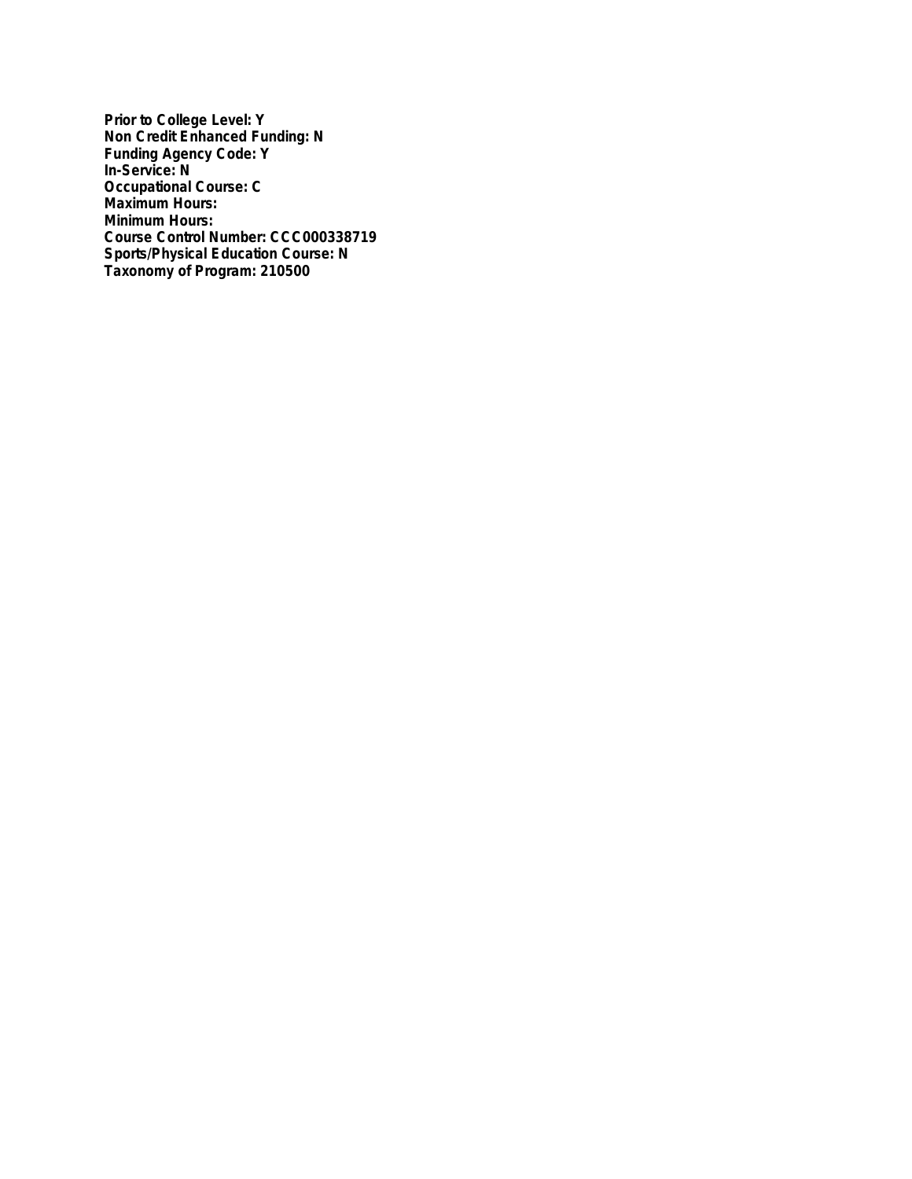**Prior to College Level: Y**
**Non Credit Enhanced Funding: N**
**Funding Agency Code: Y**
**In-Service: N**
**Occupational Course: C**
**Maximum Hours:**
**Minimum Hours:**
**Course Control Number: CCC000338719**
**Sports/Physical Education Course: N**
**Taxonomy of Program: 210500**